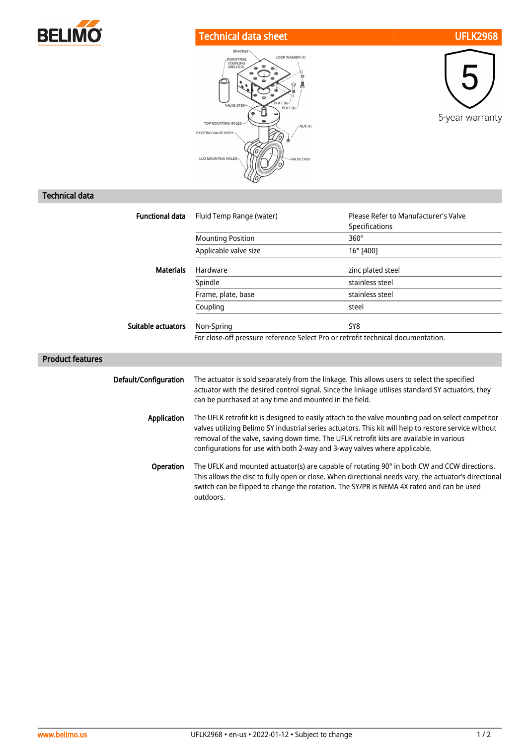# Technical data sheet — UFLK2968

5-year warranty

## Technical data

| | | |
|---|---|---|
| **Functional data** | Fluid Temp Range (water) | Please Refer to Manufacturer's Valve Specifications |
| | Mounting Position | 360° |
| | Applicable valve size | 16" [400] |
| **Materials** | Hardware | zinc plated steel |
| | Spindle | stainless steel |
| | Frame, plate, base | stainless steel |
| | Coupling | steel |
| **Suitable actuators** | Non-Spring | SY8 |

For close-off pressure reference Select Pro or retrofit technical documentation.

## Product features

**Default/Configuration**

The actuator is sold separately from the linkage. This allows users to select the specified actuator with the desired control signal. Since the linkage utilises standard SY actuators, they can be purchased at any time and mounted in the field.

**Application**

The UFLK retrofit kit is designed to easily attach to the valve mounting pad on select competitor valves utilizing Belimo SY industrial series actuators. This kit will help to restore service without removal of the valve, saving down time. The UFLK retrofit kits are available in various configurations for use with both 2-way and 3-way valves where applicable.

**Operation**

The UFLK and mounted actuator(s) are capable of rotating 90° in both CW and CCW directions. This allows the disc to fully open or close. When directional needs vary, the actuator's directional switch can be flipped to change the rotation. The SY/PR is NEMA 4X rated and can be used outdoors.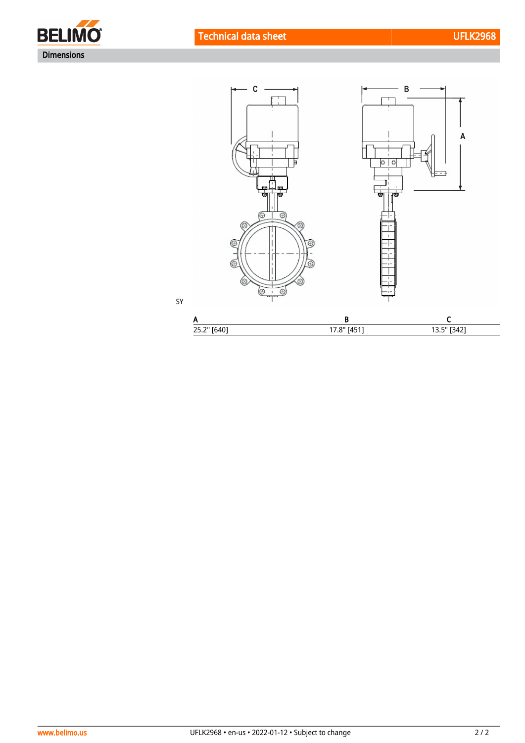## Dimensions

SY

| A | B | C |
| --- | --- | --- |
| 25.2" [640] | 17.8" [451] | 13.5" [342] |